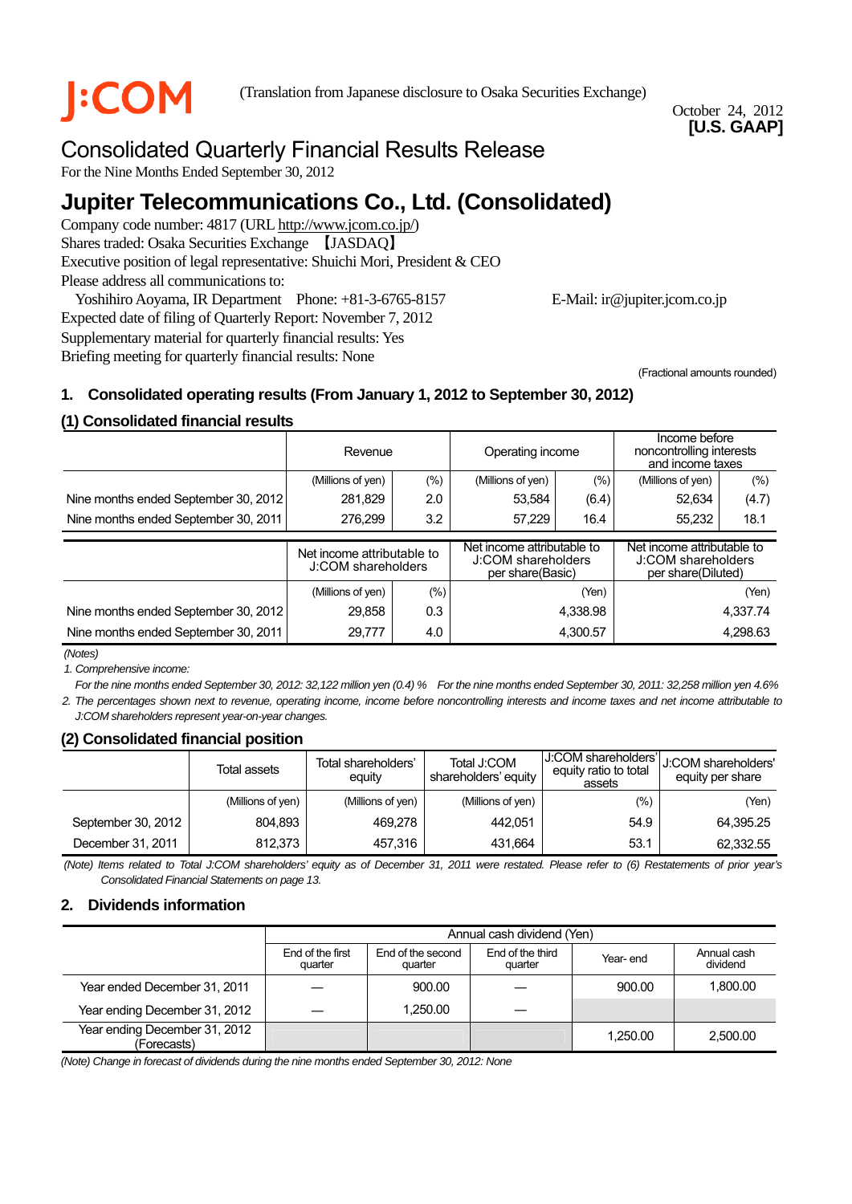J:COM

(Translation from Japanese disclosure to Osaka Securities Exchange)

October 24, 2012
**[U.S. GAAP]**

# Consolidated Quarterly Financial Results Release

For the Nine Months Ended September 30, 2012

# Jupiter Telecommunications Co., Ltd. (Consolidated)

Company code number: 4817 (URL http://www.jcom.co.jp/)
Shares traded: Osaka Securities Exchange 【JASDAQ】
Executive position of legal representative: Shuichi Mori, President & CEO
Please address all communications to:
Yoshihiro Aoyama, IR Department Phone: +81-3-6765-8157 E-Mail: ir@jupiter.jcom.co.jp
Expected date of filing of Quarterly Report: November 7, 2012
Supplementary material for quarterly financial results: Yes
Briefing meeting for quarterly financial results: None

(Fractional amounts rounded)

## 1. Consolidated operating results (From January 1, 2012 to September 30, 2012)

### (1) Consolidated financial results

| | Revenue | | Operating income | | Income before noncontrolling interests and income taxes | |
|---|---|---|---|---|---|---|
| | (Millions of yen) | (%) | (Millions of yen) | (%) | (Millions of yen) | (%) |
| Nine months ended September 30, 2012 | 281,829 | 2.0 | 53,584 | (6.4) | 52,634 | (4.7) |
| Nine months ended September 30, 2011 | 276,299 | 3.2 | 57,229 | 16.4 | 55,232 | 18.1 |

| | Net income attributable to J:COM shareholders | | Net income attributable to J:COM shareholders per share(Basic) | Net income attributable to J:COM shareholders per share(Diluted) |
|---|---|---|---|---|
| | (Millions of yen) | (%) | (Yen) | (Yen) |
| Nine months ended September 30, 2012 | 29,858 | 0.3 | 4,338.98 | 4,337.74 |
| Nine months ended September 30, 2011 | 29,777 | 4.0 | 4,300.57 | 4,298.63 |

*(Notes)*

*1. Comprehensive income:*

*For the nine months ended September 30, 2012: 32,122 million yen (0.4) % For the nine months ended September 30, 2011: 32,258 million yen 4.6%*

*2. The percentages shown next to revenue, operating income, income before noncontrolling interests and income taxes and net income attributable to J:COM shareholders represent year-on-year changes.*

### (2) Consolidated financial position

| | Total assets | Total shareholders' equity | Total J:COM shareholders' equity | J:COM shareholders' equity ratio to total assets | J:COM shareholders' equity per share |
|---|---|---|---|---|---|
| | (Millions of yen) | (Millions of yen) | (Millions of yen) | (%) | (Yen) |
| September 30, 2012 | 804,893 | 469,278 | 442,051 | 54.9 | 64,395.25 |
| December 31, 2011 | 812,373 | 457,316 | 431,664 | 53.1 | 62,332.55 |

*(Note) Items related to Total J:COM shareholders' equity as of December 31, 2011 were restated. Please refer to (6) Restatements of prior year's Consolidated Financial Statements on page 13.*

## 2. Dividends information

| | Annual cash dividend (Yen) | | | | |
|---|---|---|---|---|---|
| | End of the first quarter | End of the second quarter | End of the third quarter | Year- end | Annual cash dividend |
| Year ended December 31, 2011 | — | 900.00 | — | 900.00 | 1,800.00 |
| Year ending December 31, 2012 | — | 1,250.00 | — | | |
| Year ending December 31, 2012 (Forecasts) | | | | 1,250.00 | 2,500.00 |

*(Note) Change in forecast of dividends during the nine months ended September 30, 2012: None*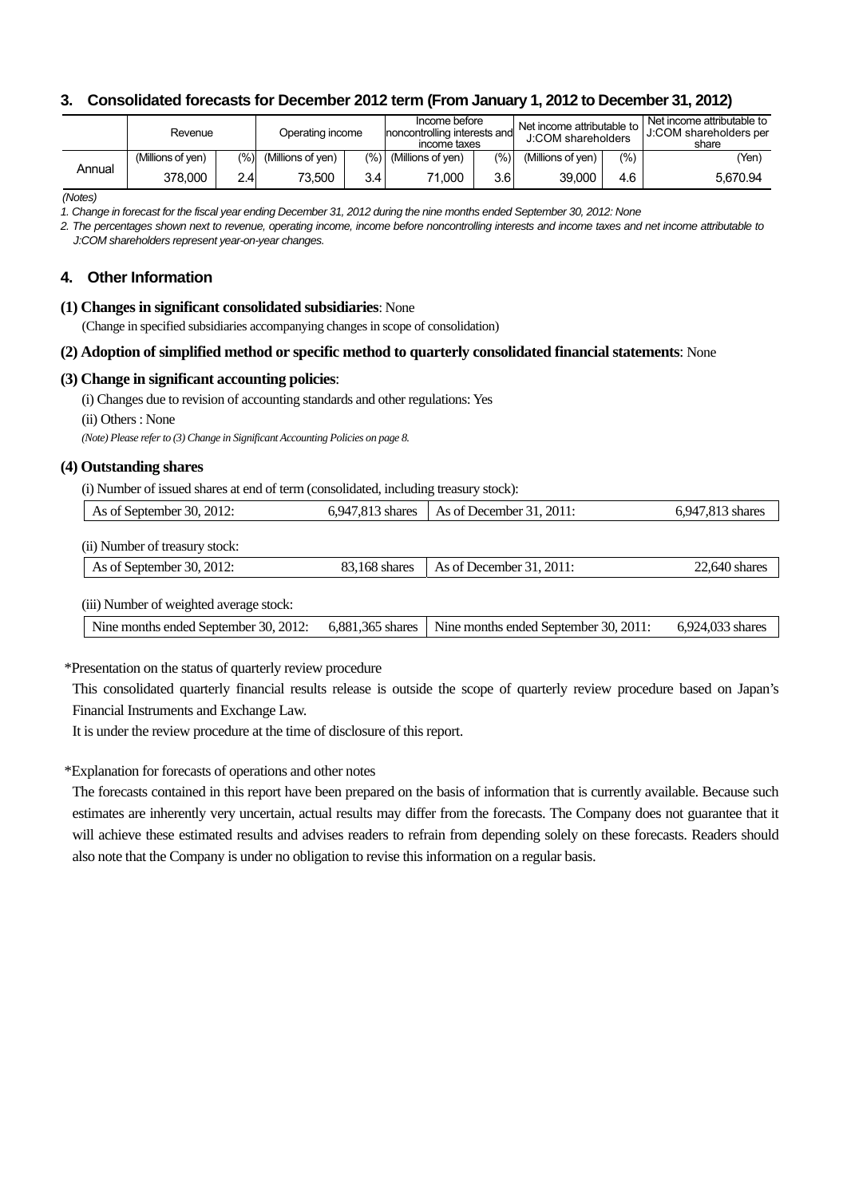## 3. Consolidated forecasts for December 2012 term (From January 1, 2012 to December 31, 2012)

| | Revenue | | Operating income | | Income before noncontrolling interests and income taxes | | Net income attributable to J:COM shareholders | | Net income attributable to J:COM shareholders per share |
|---|---|---|---|---|---|---|---|---|---|
| | (Millions of yen) | (%) | (Millions of yen) | (%) | (Millions of yen) | (%) | (Millions of yen) | (%) | (Yen) |
| Annual | 378,000 | 2.4 | 73,500 | 3.4 | 71,000 | 3.6 | 39,000 | 4.6 | 5,670.94 |

*(Notes)*

*1. Change in forecast for the fiscal year ending December 31, 2012 during the nine months ended September 30, 2012: None*

*2. The percentages shown next to revenue, operating income, income before noncontrolling interests and income taxes and net income attributable to J:COM shareholders represent year-on-year changes.*

## 4. Other Information

**(1) Changes in significant consolidated subsidiaries**: None

(Change in specified subsidiaries accompanying changes in scope of consolidation)

**(2) Adoption of simplified method or specific method to quarterly consolidated financial statements**: None

**(3) Change in significant accounting policies**:

(i) Changes due to revision of accounting standards and other regulations: Yes

(ii) Others : None

*(Note) Please refer to (3) Change in Significant Accounting Policies on page 8.*

**(4) Outstanding shares**

(i) Number of issued shares at end of term (consolidated, including treasury stock):

| As of September 30, 2012: | 6,947,813 shares | As of December 31, 2011: | 6,947,813 shares |
|---|---|---|---|

(ii) Number of treasury stock:

| As of September 30, 2012: | 83,168 shares | As of December 31, 2011: | 22,640 shares |
|---|---|---|---|

(iii) Number of weighted average stock:

| Nine months ended September 30, 2012: | 6,881,365 shares | Nine months ended September 30, 2011: | 6,924,033 shares |
|---|---|---|---|

*Presentation on the status of quarterly review procedure

This consolidated quarterly financial results release is outside the scope of quarterly review procedure based on Japan's Financial Instruments and Exchange Law.

It is under the review procedure at the time of disclosure of this report.

*Explanation for forecasts of operations and other notes

The forecasts contained in this report have been prepared on the basis of information that is currently available. Because such estimates are inherently very uncertain, actual results may differ from the forecasts. The Company does not guarantee that it will achieve these estimated results and advises readers to refrain from depending solely on these forecasts. Readers should also note that the Company is under no obligation to revise this information on a regular basis.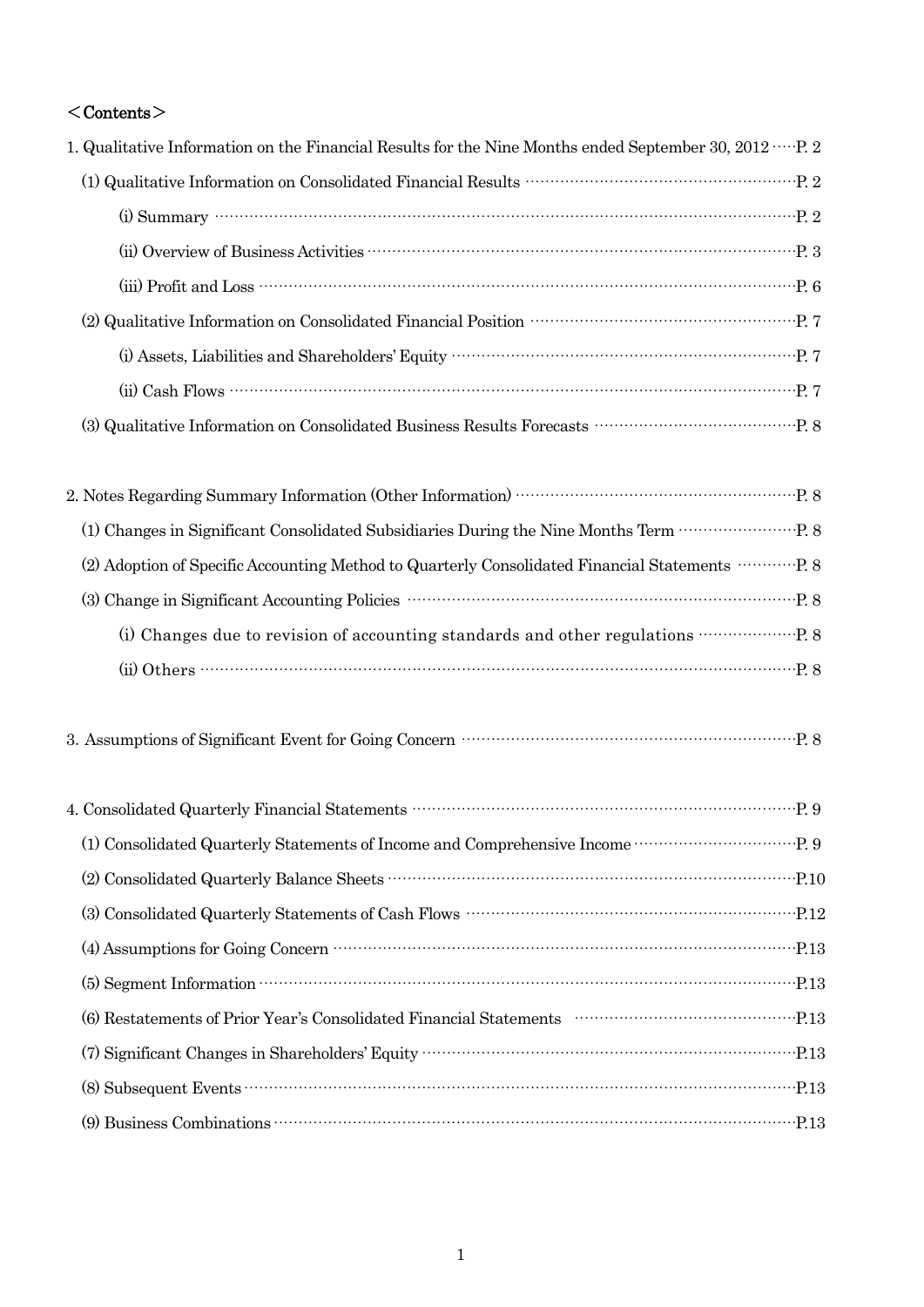＜Contents＞

1. Qualitative Information on the Financial Results for the Nine Months ended September 30, 2012 ····· P. 2
   - (1) Qualitative Information on Consolidated Financial Results ······ P. 2
     - (i) Summary ······ P. 2
     - (ii) Overview of Business Activities ······ P. 3
     - (iii) Profit and Loss ······ P. 6
   - (2) Qualitative Information on Consolidated Financial Position ······ P. 7
     - (i) Assets, Liabilities and Shareholders' Equity ······ P. 7
     - (ii) Cash Flows ······ P. 7
   - (3) Qualitative Information on Consolidated Business Results Forecasts ······ P. 8

2. Notes Regarding Summary Information (Other Information) ······ P. 8
   - (1) Changes in Significant Consolidated Subsidiaries During the Nine Months Term ······ P. 8
   - (2) Adoption of Specific Accounting Method to Quarterly Consolidated Financial Statements ······ P. 8
   - (3) Change in Significant Accounting Policies ······ P. 8
     - (i) Changes due to revision of accounting standards and other regulations ······ P. 8
     - (ii) Others ······ P. 8

3. Assumptions of Significant Event for Going Concern ······ P. 8

4. Consolidated Quarterly Financial Statements ······ P. 9
   - (1) Consolidated Quarterly Statements of Income and Comprehensive Income ······ P. 9
   - (2) Consolidated Quarterly Balance Sheets ······ P.10
   - (3) Consolidated Quarterly Statements of Cash Flows ······ P.12
   - (4) Assumptions for Going Concern ······ P.13
   - (5) Segment Information ······ P.13
   - (6) Restatements of Prior Year's Consolidated Financial Statements ······ P.13
   - (7) Significant Changes in Shareholders' Equity ······ P.13
   - (8) Subsequent Events ······ P.13
   - (9) Business Combinations ······ P.13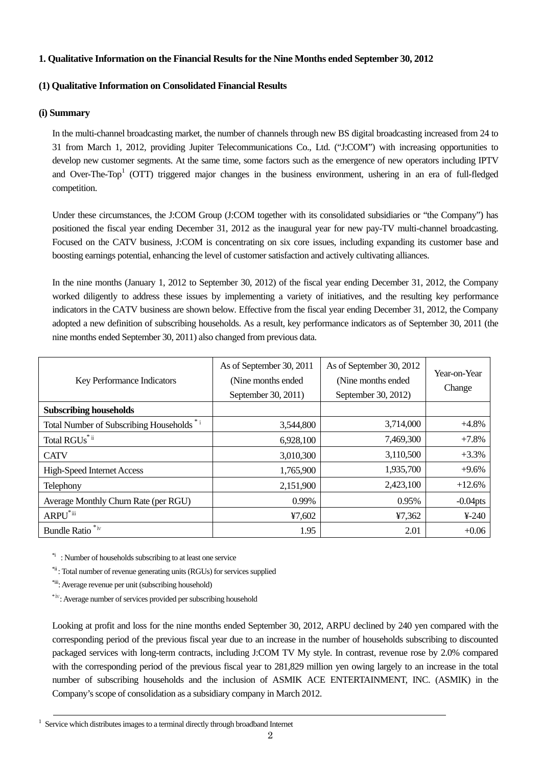## 1. Qualitative Information on the Financial Results for the Nine Months ended September 30, 2012

### (1) Qualitative Information on Consolidated Financial Results

#### (i) Summary

In the multi-channel broadcasting market, the number of channels through new BS digital broadcasting increased from 24 to 31 from March 1, 2012, providing Jupiter Telecommunications Co., Ltd. ("J:COM") with increasing opportunities to develop new customer segments. At the same time, some factors such as the emergence of new operators including IPTV and Over-The-Top[1] (OTT) triggered major changes in the business environment, ushering in an era of full-fledged competition.

Under these circumstances, the J:COM Group (J:COM together with its consolidated subsidiaries or "the Company") has positioned the fiscal year ending December 31, 2012 as the inaugural year for new pay-TV multi-channel broadcasting. Focused on the CATV business, J:COM is concentrating on six core issues, including expanding its customer base and boosting earnings potential, enhancing the level of customer satisfaction and actively cultivating alliances.

In the nine months (January 1, 2012 to September 30, 2012) of the fiscal year ending December 31, 2012, the Company worked diligently to address these issues by implementing a variety of initiatives, and the resulting key performance indicators in the CATV business are shown below. Effective from the fiscal year ending December 31, 2012, the Company adopted a new definition of subscribing households. As a result, key performance indicators as of September 30, 2011 (the nine months ended September 30, 2011) also changed from previous data.

| Key Performance Indicators | As of September 30, 2011 (Nine months ended September 30, 2011) | As of September 30, 2012 (Nine months ended September 30, 2012) | Year-on-Year Change |
|---|---|---|---|
| **Subscribing households** | | | |
| Total Number of Subscribing Households [*i] | 3,544,800 | 3,714,000 | +4.8% |
| Total RGUs[*ii] | 6,928,100 | 7,469,300 | +7.8% |
| CATV | 3,010,300 | 3,110,500 | +3.3% |
| High-Speed Internet Access | 1,765,900 | 1,935,700 | +9.6% |
| Telephony | 2,151,900 | 2,423,100 | +12.6% |
| Average Monthly Churn Rate (per RGU) | 0.99% | 0.95% | -0.04pts |
| ARPU[*iii] | ¥7,602 | ¥7,362 | ¥-240 |
| Bundle Ratio [*iv] | 1.95 | 2.01 | +0.06 |

[*i] : Number of households subscribing to at least one service

[*ii] : Total number of revenue generating units (RGUs) for services supplied

[*iii]: Average revenue per unit (subscribing household)

[*iv]: Average number of services provided per subscribing household

Looking at profit and loss for the nine months ended September 30, 2012, ARPU declined by 240 yen compared with the corresponding period of the previous fiscal year due to an increase in the number of households subscribing to discounted packaged services with long-term contracts, including J:COM TV My style. In contrast, revenue rose by 2.0% compared with the corresponding period of the previous fiscal year to 281,829 million yen owing largely to an increase in the total number of subscribing households and the inclusion of ASMIK ACE ENTERTAINMENT, INC. (ASMIK) in the Company's scope of consolidation as a subsidiary company in March 2012.

[1] Service which distributes images to a terminal directly through broadband Internet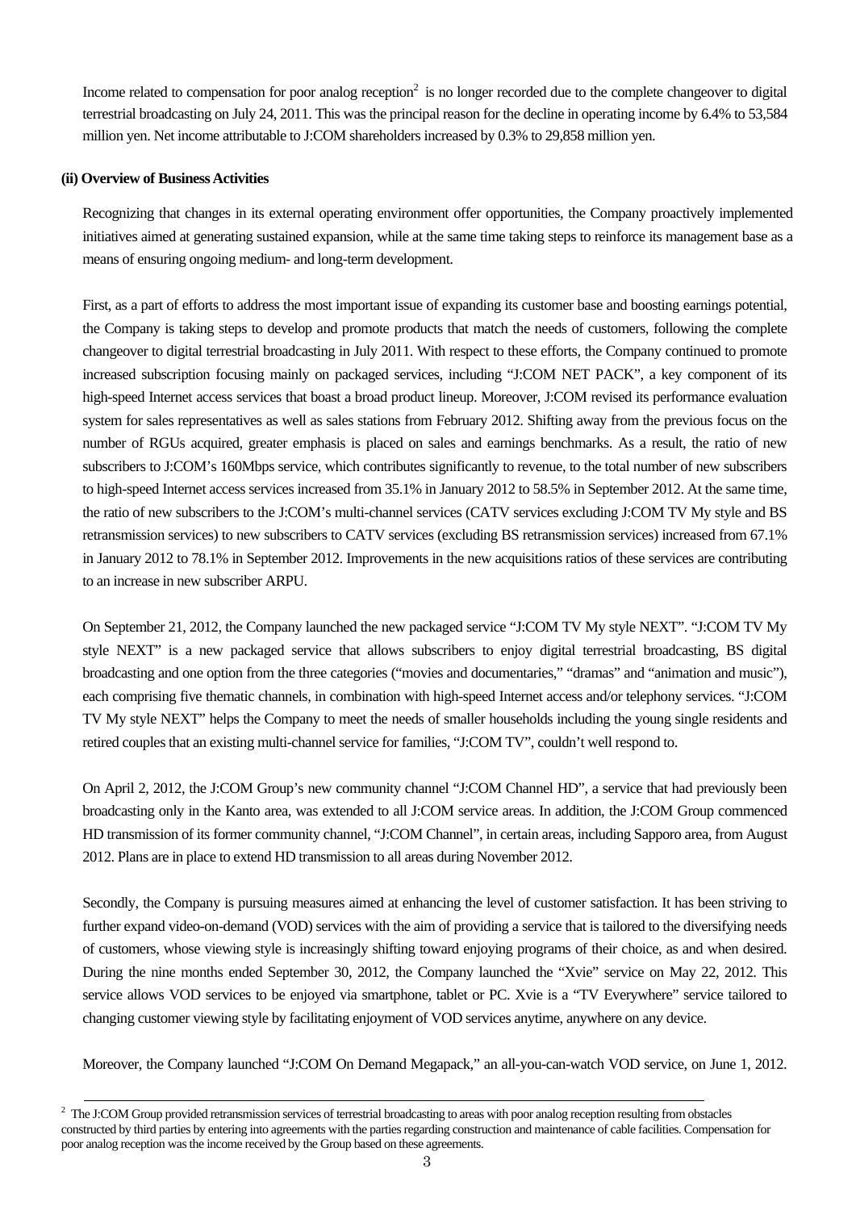Income related to compensation for poor analog reception[2] is no longer recorded due to the complete changeover to digital terrestrial broadcasting on July 24, 2011. This was the principal reason for the decline in operating income by 6.4% to 53,584 million yen. Net income attributable to J:COM shareholders increased by 0.3% to 29,858 million yen.

**(ii) Overview of Business Activities**

Recognizing that changes in its external operating environment offer opportunities, the Company proactively implemented initiatives aimed at generating sustained expansion, while at the same time taking steps to reinforce its management base as a means of ensuring ongoing medium- and long-term development.

First, as a part of efforts to address the most important issue of expanding its customer base and boosting earnings potential, the Company is taking steps to develop and promote products that match the needs of customers, following the complete changeover to digital terrestrial broadcasting in July 2011. With respect to these efforts, the Company continued to promote increased subscription focusing mainly on packaged services, including "J:COM NET PACK", a key component of its high-speed Internet access services that boast a broad product lineup. Moreover, J:COM revised its performance evaluation system for sales representatives as well as sales stations from February 2012. Shifting away from the previous focus on the number of RGUs acquired, greater emphasis is placed on sales and earnings benchmarks. As a result, the ratio of new subscribers to J:COM's 160Mbps service, which contributes significantly to revenue, to the total number of new subscribers to high-speed Internet access services increased from 35.1% in January 2012 to 58.5% in September 2012. At the same time, the ratio of new subscribers to the J:COM's multi-channel services (CATV services excluding J:COM TV My style and BS retransmission services) to new subscribers to CATV services (excluding BS retransmission services) increased from 67.1% in January 2012 to 78.1% in September 2012. Improvements in the new acquisitions ratios of these services are contributing to an increase in new subscriber ARPU.

On September 21, 2012, the Company launched the new packaged service "J:COM TV My style NEXT". "J:COM TV My style NEXT" is a new packaged service that allows subscribers to enjoy digital terrestrial broadcasting, BS digital broadcasting and one option from the three categories ("movies and documentaries," "dramas" and "animation and music"), each comprising five thematic channels, in combination with high-speed Internet access and/or telephony services. "J:COM TV My style NEXT" helps the Company to meet the needs of smaller households including the young single residents and retired couples that an existing multi-channel service for families, "J:COM TV", couldn't well respond to.

On April 2, 2012, the J:COM Group's new community channel "J:COM Channel HD", a service that had previously been broadcasting only in the Kanto area, was extended to all J:COM service areas. In addition, the J:COM Group commenced HD transmission of its former community channel, "J:COM Channel", in certain areas, including Sapporo area, from August 2012. Plans are in place to extend HD transmission to all areas during November 2012.

Secondly, the Company is pursuing measures aimed at enhancing the level of customer satisfaction. It has been striving to further expand video-on-demand (VOD) services with the aim of providing a service that is tailored to the diversifying needs of customers, whose viewing style is increasingly shifting toward enjoying programs of their choice, as and when desired. During the nine months ended September 30, 2012, the Company launched the "Xvie" service on May 22, 2012. This service allows VOD services to be enjoyed via smartphone, tablet or PC. Xvie is a "TV Everywhere" service tailored to changing customer viewing style by facilitating enjoyment of VOD services anytime, anywhere on any device.

Moreover, the Company launched "J:COM On Demand Megapack," an all-you-can-watch VOD service, on June 1, 2012.

---

[2] The J:COM Group provided retransmission services of terrestrial broadcasting to areas with poor analog reception resulting from obstacles constructed by third parties by entering into agreements with the parties regarding construction and maintenance of cable facilities. Compensation for poor analog reception was the income received by the Group based on these agreements.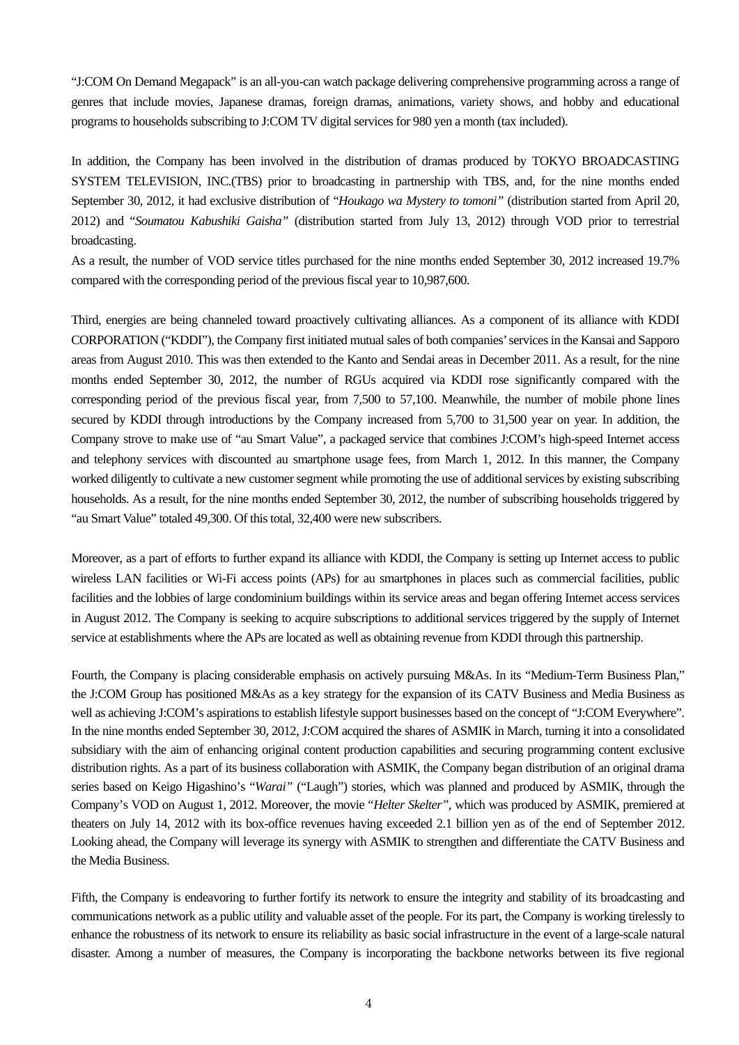"J:COM On Demand Megapack" is an all-you-can watch package delivering comprehensive programming across a range of genres that include movies, Japanese dramas, foreign dramas, animations, variety shows, and hobby and educational programs to households subscribing to J:COM TV digital services for 980 yen a month (tax included).

In addition, the Company has been involved in the distribution of dramas produced by TOKYO BROADCASTING SYSTEM TELEVISION, INC.(TBS) prior to broadcasting in partnership with TBS, and, for the nine months ended September 30, 2012, it had exclusive distribution of "*Houkago wa Mystery to tomoni"* (distribution started from April 20, 2012) and "*Soumatou Kabushiki Gaisha"* (distribution started from July 13, 2012) through VOD prior to terrestrial broadcasting.
As a result, the number of VOD service titles purchased for the nine months ended September 30, 2012 increased 19.7% compared with the corresponding period of the previous fiscal year to 10,987,600.

Third, energies are being channeled toward proactively cultivating alliances. As a component of its alliance with KDDI CORPORATION ("KDDI"), the Company first initiated mutual sales of both companies' services in the Kansai and Sapporo areas from August 2010. This was then extended to the Kanto and Sendai areas in December 2011. As a result, for the nine months ended September 30, 2012, the number of RGUs acquired via KDDI rose significantly compared with the corresponding period of the previous fiscal year, from 7,500 to 57,100. Meanwhile, the number of mobile phone lines secured by KDDI through introductions by the Company increased from 5,700 to 31,500 year on year. In addition, the Company strove to make use of "au Smart Value", a packaged service that combines J:COM's high-speed Internet access and telephony services with discounted au smartphone usage fees, from March 1, 2012. In this manner, the Company worked diligently to cultivate a new customer segment while promoting the use of additional services by existing subscribing households. As a result, for the nine months ended September 30, 2012, the number of subscribing households triggered by "au Smart Value" totaled 49,300. Of this total, 32,400 were new subscribers.

Moreover, as a part of efforts to further expand its alliance with KDDI, the Company is setting up Internet access to public wireless LAN facilities or Wi-Fi access points (APs) for au smartphones in places such as commercial facilities, public facilities and the lobbies of large condominium buildings within its service areas and began offering Internet access services in August 2012. The Company is seeking to acquire subscriptions to additional services triggered by the supply of Internet service at establishments where the APs are located as well as obtaining revenue from KDDI through this partnership.

Fourth, the Company is placing considerable emphasis on actively pursuing M&As. In its "Medium-Term Business Plan," the J:COM Group has positioned M&As as a key strategy for the expansion of its CATV Business and Media Business as well as achieving J:COM's aspirations to establish lifestyle support businesses based on the concept of "J:COM Everywhere". In the nine months ended September 30, 2012, J:COM acquired the shares of ASMIK in March, turning it into a consolidated subsidiary with the aim of enhancing original content production capabilities and securing programming content exclusive distribution rights. As a part of its business collaboration with ASMIK, the Company began distribution of an original drama series based on Keigo Higashino's "*Warai"* ("Laugh") stories, which was planned and produced by ASMIK, through the Company's VOD on August 1, 2012. Moreover, the movie "*Helter Skelter"*, which was produced by ASMIK, premiered at theaters on July 14, 2012 with its box-office revenues having exceeded 2.1 billion yen as of the end of September 2012. Looking ahead, the Company will leverage its synergy with ASMIK to strengthen and differentiate the CATV Business and the Media Business.

Fifth, the Company is endeavoring to further fortify its network to ensure the integrity and stability of its broadcasting and communications network as a public utility and valuable asset of the people. For its part, the Company is working tirelessly to enhance the robustness of its network to ensure its reliability as basic social infrastructure in the event of a large-scale natural disaster. Among a number of measures, the Company is incorporating the backbone networks between its five regional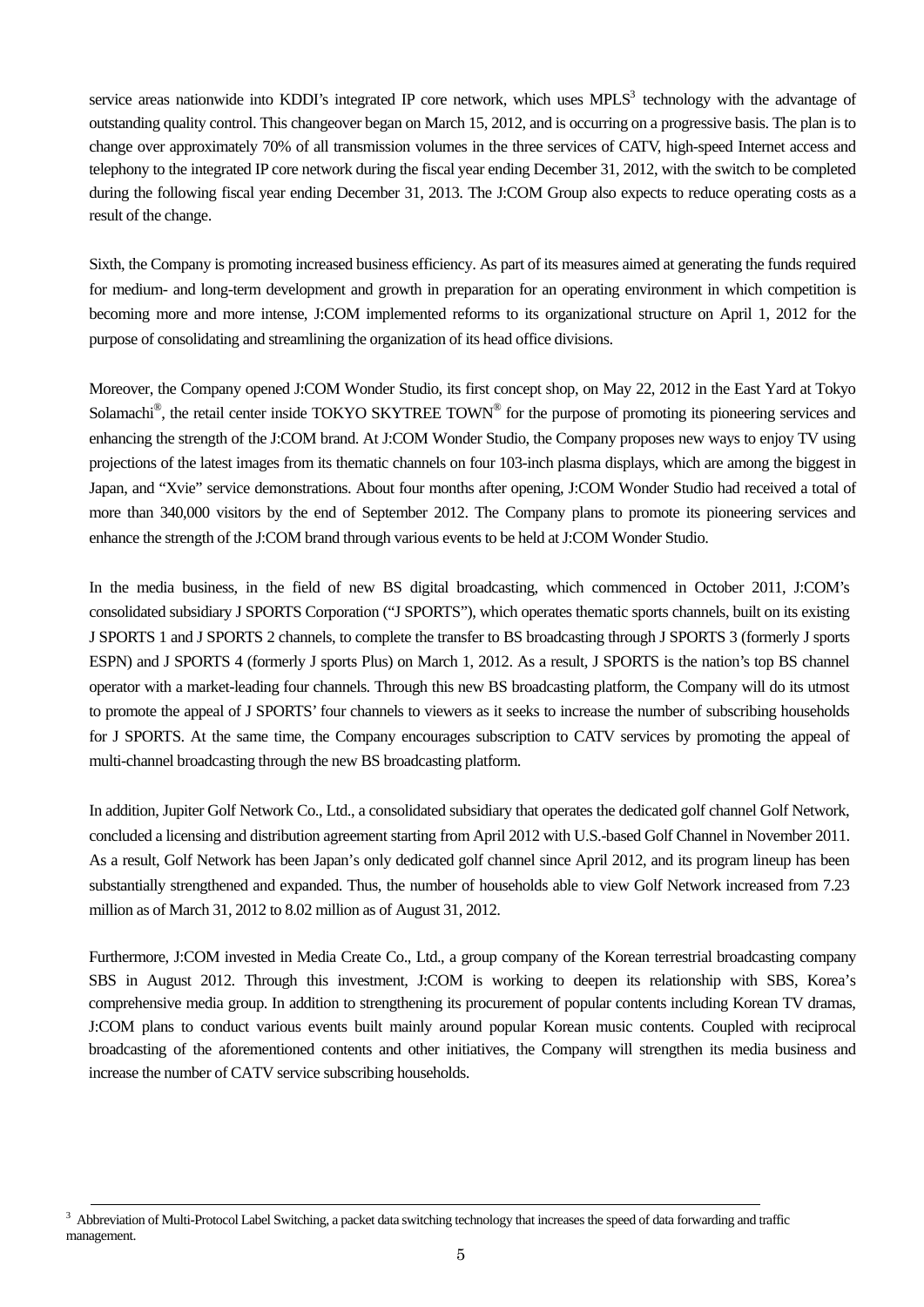service areas nationwide into KDDI's integrated IP core network, which uses MPLS[3] technology with the advantage of outstanding quality control. This changeover began on March 15, 2012, and is occurring on a progressive basis. The plan is to change over approximately 70% of all transmission volumes in the three services of CATV, high-speed Internet access and telephony to the integrated IP core network during the fiscal year ending December 31, 2012, with the switch to be completed during the following fiscal year ending December 31, 2013. The J:COM Group also expects to reduce operating costs as a result of the change.

Sixth, the Company is promoting increased business efficiency. As part of its measures aimed at generating the funds required for medium- and long-term development and growth in preparation for an operating environment in which competition is becoming more and more intense, J:COM implemented reforms to its organizational structure on April 1, 2012 for the purpose of consolidating and streamlining the organization of its head office divisions.

Moreover, the Company opened J:COM Wonder Studio, its first concept shop, on May 22, 2012 in the East Yard at Tokyo Solamachi®, the retail center inside TOKYO SKYTREE TOWN® for the purpose of promoting its pioneering services and enhancing the strength of the J:COM brand. At J:COM Wonder Studio, the Company proposes new ways to enjoy TV using projections of the latest images from its thematic channels on four 103-inch plasma displays, which are among the biggest in Japan, and "Xvie" service demonstrations. About four months after opening, J:COM Wonder Studio had received a total of more than 340,000 visitors by the end of September 2012. The Company plans to promote its pioneering services and enhance the strength of the J:COM brand through various events to be held at J:COM Wonder Studio.

In the media business, in the field of new BS digital broadcasting, which commenced in October 2011, J:COM's consolidated subsidiary J SPORTS Corporation ("J SPORTS"), which operates thematic sports channels, built on its existing J SPORTS 1 and J SPORTS 2 channels, to complete the transfer to BS broadcasting through J SPORTS 3 (formerly J sports ESPN) and J SPORTS 4 (formerly J sports Plus) on March 1, 2012. As a result, J SPORTS is the nation's top BS channel operator with a market-leading four channels. Through this new BS broadcasting platform, the Company will do its utmost to promote the appeal of J SPORTS' four channels to viewers as it seeks to increase the number of subscribing households for J SPORTS. At the same time, the Company encourages subscription to CATV services by promoting the appeal of multi-channel broadcasting through the new BS broadcasting platform.

In addition, Jupiter Golf Network Co., Ltd., a consolidated subsidiary that operates the dedicated golf channel Golf Network, concluded a licensing and distribution agreement starting from April 2012 with U.S.-based Golf Channel in November 2011. As a result, Golf Network has been Japan's only dedicated golf channel since April 2012, and its program lineup has been substantially strengthened and expanded. Thus, the number of households able to view Golf Network increased from 7.23 million as of March 31, 2012 to 8.02 million as of August 31, 2012.

Furthermore, J:COM invested in Media Create Co., Ltd., a group company of the Korean terrestrial broadcasting company SBS in August 2012. Through this investment, J:COM is working to deepen its relationship with SBS, Korea's comprehensive media group. In addition to strengthening its procurement of popular contents including Korean TV dramas, J:COM plans to conduct various events built mainly around popular Korean music contents. Coupled with reciprocal broadcasting of the aforementioned contents and other initiatives, the Company will strengthen its media business and increase the number of CATV service subscribing households.

---

[3] Abbreviation of Multi-Protocol Label Switching, a packet data switching technology that increases the speed of data forwarding and traffic management.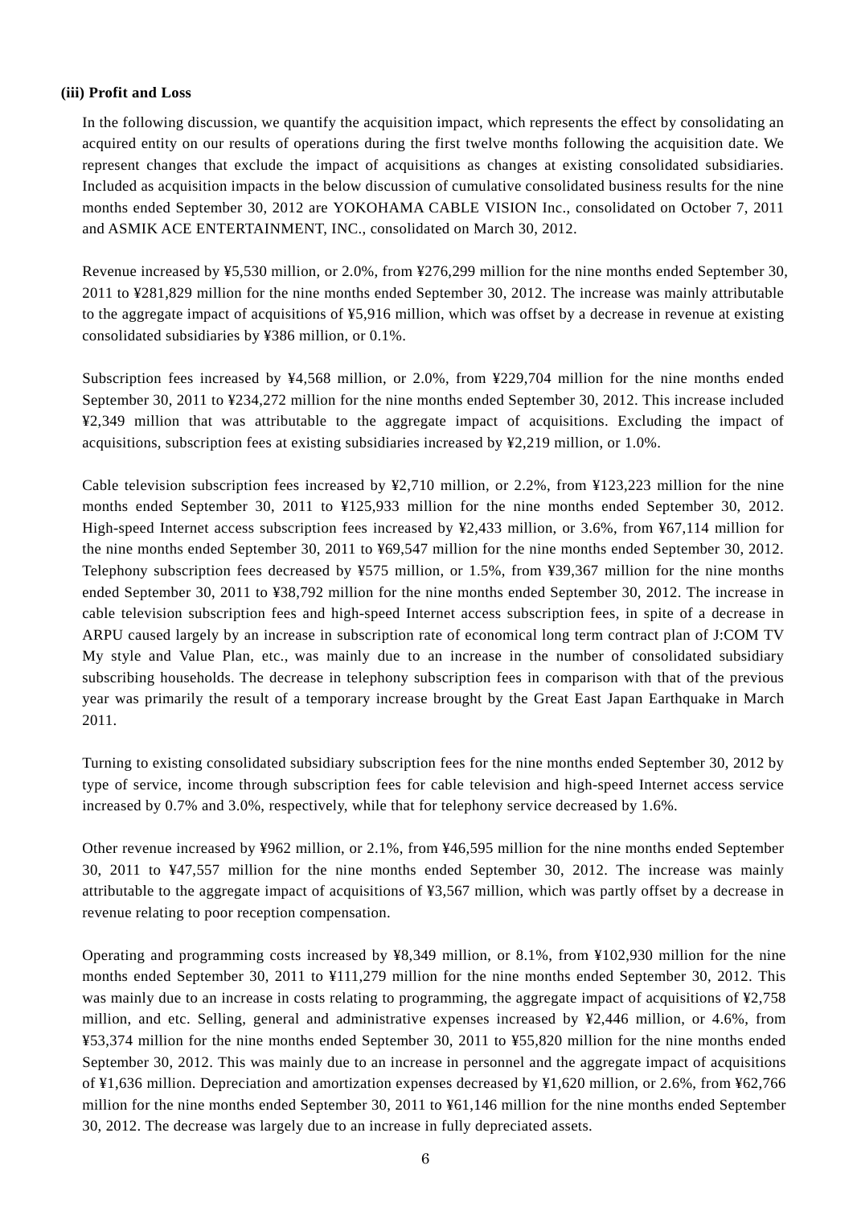**(iii) Profit and Loss**

In the following discussion, we quantify the acquisition impact, which represents the effect by consolidating an acquired entity on our results of operations during the first twelve months following the acquisition date. We represent changes that exclude the impact of acquisitions as changes at existing consolidated subsidiaries. Included as acquisition impacts in the below discussion of cumulative consolidated business results for the nine months ended September 30, 2012 are YOKOHAMA CABLE VISION Inc., consolidated on October 7, 2011 and ASMIK ACE ENTERTAINMENT, INC., consolidated on March 30, 2012.

Revenue increased by ¥5,530 million, or 2.0%, from ¥276,299 million for the nine months ended September 30, 2011 to ¥281,829 million for the nine months ended September 30, 2012. The increase was mainly attributable to the aggregate impact of acquisitions of ¥5,916 million, which was offset by a decrease in revenue at existing consolidated subsidiaries by ¥386 million, or 0.1%.

Subscription fees increased by ¥4,568 million, or 2.0%, from ¥229,704 million for the nine months ended September 30, 2011 to ¥234,272 million for the nine months ended September 30, 2012. This increase included ¥2,349 million that was attributable to the aggregate impact of acquisitions. Excluding the impact of acquisitions, subscription fees at existing subsidiaries increased by ¥2,219 million, or 1.0%.

Cable television subscription fees increased by ¥2,710 million, or 2.2%, from ¥123,223 million for the nine months ended September 30, 2011 to ¥125,933 million for the nine months ended September 30, 2012. High-speed Internet access subscription fees increased by ¥2,433 million, or 3.6%, from ¥67,114 million for the nine months ended September 30, 2011 to ¥69,547 million for the nine months ended September 30, 2012. Telephony subscription fees decreased by ¥575 million, or 1.5%, from ¥39,367 million for the nine months ended September 30, 2011 to ¥38,792 million for the nine months ended September 30, 2012. The increase in cable television subscription fees and high-speed Internet access subscription fees, in spite of a decrease in ARPU caused largely by an increase in subscription rate of economical long term contract plan of J:COM TV My style and Value Plan, etc., was mainly due to an increase in the number of consolidated subsidiary subscribing households. The decrease in telephony subscription fees in comparison with that of the previous year was primarily the result of a temporary increase brought by the Great East Japan Earthquake in March 2011.

Turning to existing consolidated subsidiary subscription fees for the nine months ended September 30, 2012 by type of service, income through subscription fees for cable television and high-speed Internet access service increased by 0.7% and 3.0%, respectively, while that for telephony service decreased by 1.6%.

Other revenue increased by ¥962 million, or 2.1%, from ¥46,595 million for the nine months ended September 30, 2011 to ¥47,557 million for the nine months ended September 30, 2012. The increase was mainly attributable to the aggregate impact of acquisitions of ¥3,567 million, which was partly offset by a decrease in revenue relating to poor reception compensation.

Operating and programming costs increased by ¥8,349 million, or 8.1%, from ¥102,930 million for the nine months ended September 30, 2011 to ¥111,279 million for the nine months ended September 30, 2012. This was mainly due to an increase in costs relating to programming, the aggregate impact of acquisitions of ¥2,758 million, and etc. Selling, general and administrative expenses increased by ¥2,446 million, or 4.6%, from ¥53,374 million for the nine months ended September 30, 2011 to ¥55,820 million for the nine months ended September 30, 2012. This was mainly due to an increase in personnel and the aggregate impact of acquisitions of ¥1,636 million. Depreciation and amortization expenses decreased by ¥1,620 million, or 2.6%, from ¥62,766 million for the nine months ended September 30, 2011 to ¥61,146 million for the nine months ended September 30, 2012. The decrease was largely due to an increase in fully depreciated assets.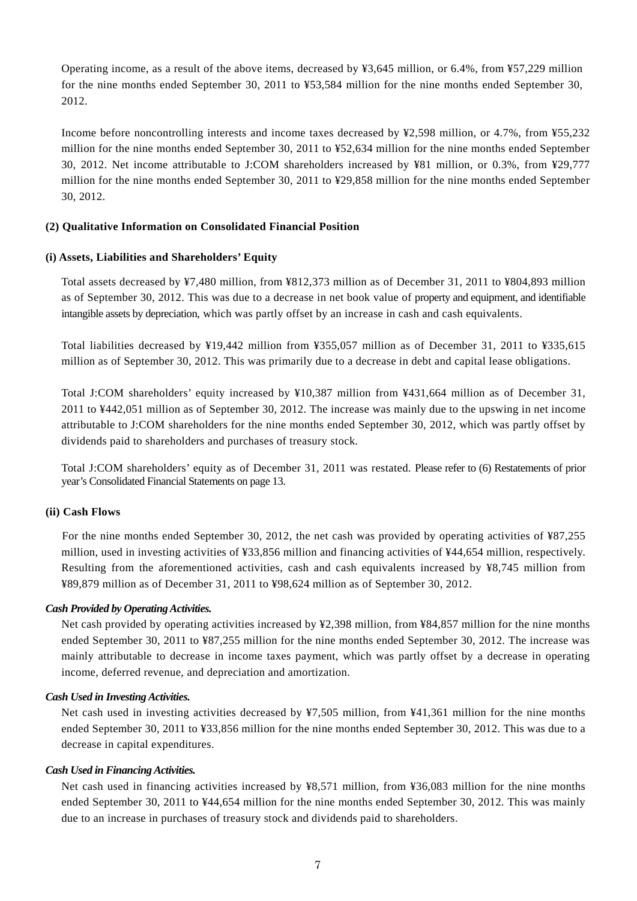Operating income, as a result of the above items, decreased by ¥3,645 million, or 6.4%, from ¥57,229 million for the nine months ended September 30, 2011 to ¥53,584 million for the nine months ended September 30, 2012.

Income before noncontrolling interests and income taxes decreased by ¥2,598 million, or 4.7%, from ¥55,232 million for the nine months ended September 30, 2011 to ¥52,634 million for the nine months ended September 30, 2012. Net income attributable to J:COM shareholders increased by ¥81 million, or 0.3%, from ¥29,777 million for the nine months ended September 30, 2011 to ¥29,858 million for the nine months ended September 30, 2012.

### (2) Qualitative Information on Consolidated Financial Position

#### (i) Assets, Liabilities and Shareholders' Equity

Total assets decreased by ¥7,480 million, from ¥812,373 million as of December 31, 2011 to ¥804,893 million as of September 30, 2012. This was due to a decrease in net book value of property and equipment, and identifiable intangible assets by depreciation, which was partly offset by an increase in cash and cash equivalents.

Total liabilities decreased by ¥19,442 million from ¥355,057 million as of December 31, 2011 to ¥335,615 million as of September 30, 2012. This was primarily due to a decrease in debt and capital lease obligations.

Total J:COM shareholders' equity increased by ¥10,387 million from ¥431,664 million as of December 31, 2011 to ¥442,051 million as of September 30, 2012. The increase was mainly due to the upswing in net income attributable to J:COM shareholders for the nine months ended September 30, 2012, which was partly offset by dividends paid to shareholders and purchases of treasury stock.

Total J:COM shareholders' equity as of December 31, 2011 was restated. Please refer to (6) Restatements of prior year's Consolidated Financial Statements on page 13.

#### (ii) Cash Flows

For the nine months ended September 30, 2012, the net cash was provided by operating activities of ¥87,255 million, used in investing activities of ¥33,856 million and financing activities of ¥44,654 million, respectively. Resulting from the aforementioned activities, cash and cash equivalents increased by ¥8,745 million from ¥89,879 million as of December 31, 2011 to ¥98,624 million as of September 30, 2012.

***Cash Provided by Operating Activities.***

Net cash provided by operating activities increased by ¥2,398 million, from ¥84,857 million for the nine months ended September 30, 2011 to ¥87,255 million for the nine months ended September 30, 2012. The increase was mainly attributable to decrease in income taxes payment, which was partly offset by a decrease in operating income, deferred revenue, and depreciation and amortization.

***Cash Used in Investing Activities.***

Net cash used in investing activities decreased by ¥7,505 million, from ¥41,361 million for the nine months ended September 30, 2011 to ¥33,856 million for the nine months ended September 30, 2012. This was due to a decrease in capital expenditures.

***Cash Used in Financing Activities.***

Net cash used in financing activities increased by ¥8,571 million, from ¥36,083 million for the nine months ended September 30, 2011 to ¥44,654 million for the nine months ended September 30, 2012. This was mainly due to an increase in purchases of treasury stock and dividends paid to shareholders.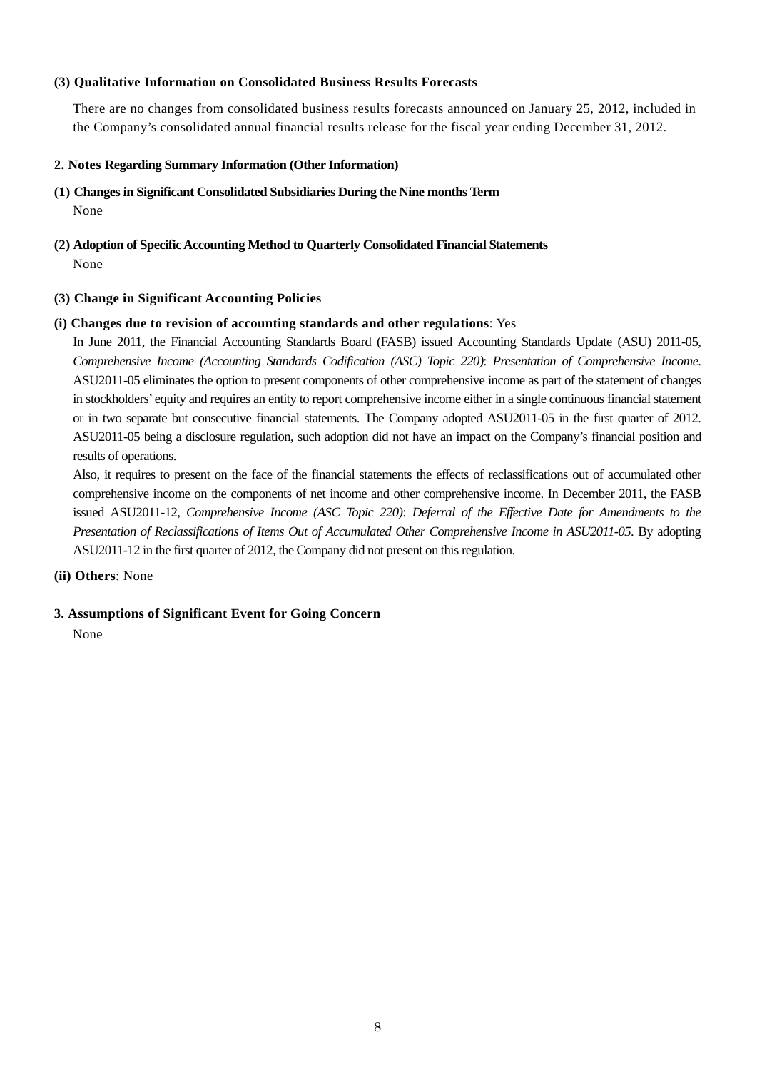**(3) Qualitative Information on Consolidated Business Results Forecasts**

There are no changes from consolidated business results forecasts announced on January 25, 2012, included in the Company's consolidated annual financial results release for the fiscal year ending December 31, 2012.

**2. Notes Regarding Summary Information (Other Information)**

**(1) Changes in Significant Consolidated Subsidiaries During the Nine months Term**

None

**(2) Adoption of Specific Accounting Method to Quarterly Consolidated Financial Statements**

None

**(3) Change in Significant Accounting Policies**

**(i) Changes due to revision of accounting standards and other regulations**: Yes

In June 2011, the Financial Accounting Standards Board (FASB) issued Accounting Standards Update (ASU) 2011-05, *Comprehensive Income (Accounting Standards Codification (ASC) Topic 220)*: *Presentation of Comprehensive Income*. ASU2011-05 eliminates the option to present components of other comprehensive income as part of the statement of changes in stockholders' equity and requires an entity to report comprehensive income either in a single continuous financial statement or in two separate but consecutive financial statements. The Company adopted ASU2011-05 in the first quarter of 2012. ASU2011-05 being a disclosure regulation, such adoption did not have an impact on the Company's financial position and results of operations.

Also, it requires to present on the face of the financial statements the effects of reclassifications out of accumulated other comprehensive income on the components of net income and other comprehensive income. In December 2011, the FASB issued ASU2011-12, *Comprehensive Income (ASC Topic 220)*: *Deferral of the Effective Date for Amendments to the Presentation of Reclassifications of Items Out of Accumulated Other Comprehensive Income in ASU2011-05*. By adopting ASU2011-12 in the first quarter of 2012, the Company did not present on this regulation.

**(ii) Others**: None

**3. Assumptions of Significant Event for Going Concern**

None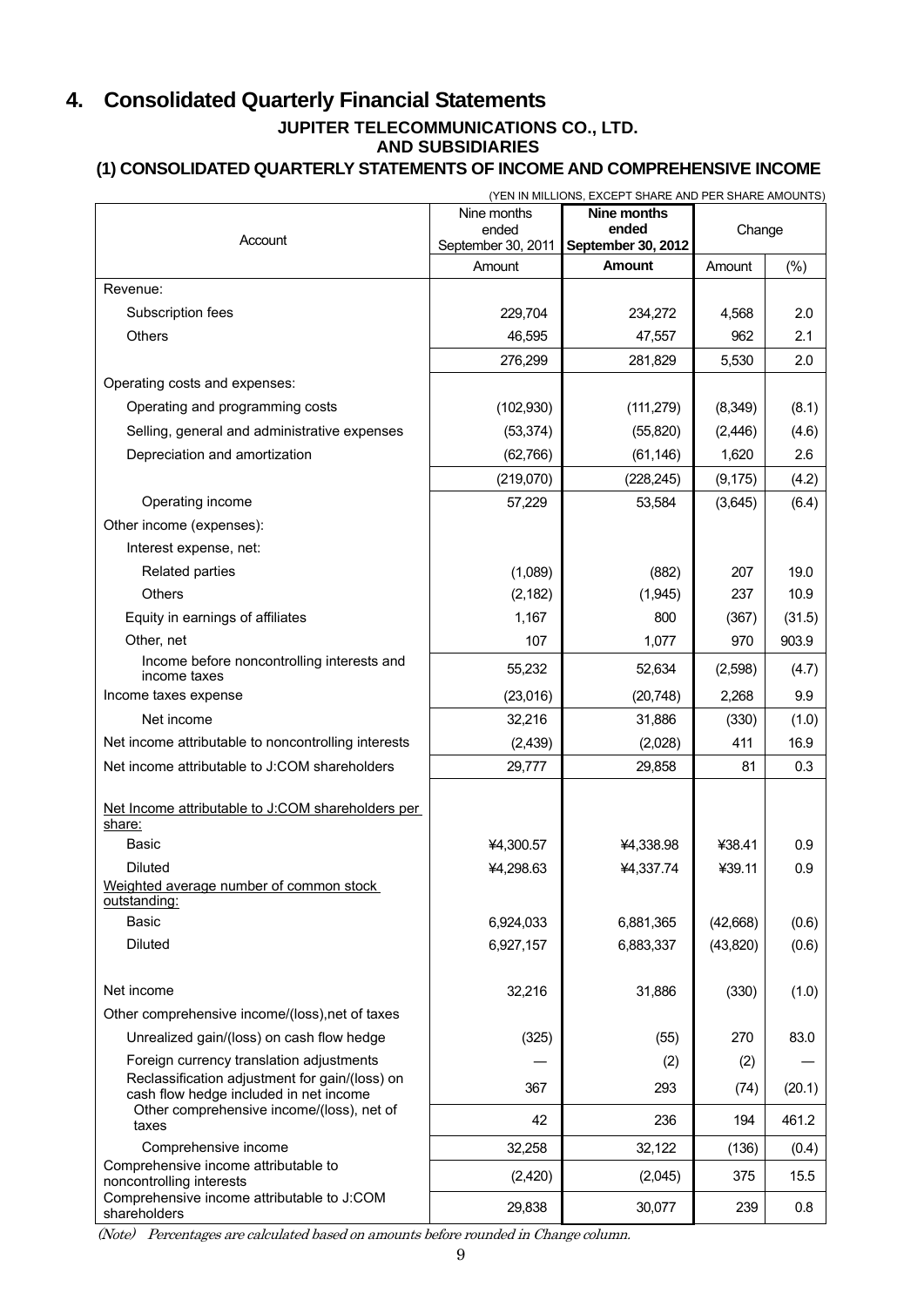# 4. Consolidated Quarterly Financial Statements

**JUPITER TELECOMMUNICATIONS CO., LTD.**
**AND SUBSIDIARIES**

### (1) CONSOLIDATED QUARTERLY STATEMENTS OF INCOME AND COMPREHENSIVE INCOME

(YEN IN MILLIONS, EXCEPT SHARE AND PER SHARE AMOUNTS)

| Account | Nine months ended September 30, 2011 | **Nine months ended September 30, 2012** | Change | |
|---|---|---|---|---|
| | Amount | **Amount** | Amount | (%) |
| Revenue: | | | | |
| Subscription fees | 229,704 | 234,272 | 4,568 | 2.0 |
| Others | 46,595 | 47,557 | 962 | 2.1 |
| | 276,299 | 281,829 | 5,530 | 2.0 |
| Operating costs and expenses: | | | | |
| Operating and programming costs | (102,930) | (111,279) | (8,349) | (8.1) |
| Selling, general and administrative expenses | (53,374) | (55,820) | (2,446) | (4.6) |
| Depreciation and amortization | (62,766) | (61,146) | 1,620 | 2.6 |
| | (219,070) | (228,245) | (9,175) | (4.2) |
| Operating income | 57,229 | 53,584 | (3,645) | (6.4) |
| Other income (expenses): | | | | |
| Interest expense, net: | | | | |
| Related parties | (1,089) | (882) | 207 | 19.0 |
| Others | (2,182) | (1,945) | 237 | 10.9 |
| Equity in earnings of affiliates | 1,167 | 800 | (367) | (31.5) |
| Other, net | 107 | 1,077 | 970 | 903.9 |
| Income before noncontrolling interests and income taxes | 55,232 | 52,634 | (2,598) | (4.7) |
| Income taxes expense | (23,016) | (20,748) | 2,268 | 9.9 |
| Net income | 32,216 | 31,886 | (330) | (1.0) |
| Net income attributable to noncontrolling interests | (2,439) | (2,028) | 411 | 16.9 |
| Net income attributable to J:COM shareholders | 29,777 | 29,858 | 81 | 0.3 |
| Net Income attributable to J:COM shareholders per share: | | | | |
| Basic | ¥4,300.57 | ¥4,338.98 | ¥38.41 | 0.9 |
| Diluted | ¥4,298.63 | ¥4,337.74 | ¥39.11 | 0.9 |
| Weighted average number of common stock outstanding: | | | | |
| Basic | 6,924,033 | 6,881,365 | (42,668) | (0.6) |
| Diluted | 6,927,157 | 6,883,337 | (43,820) | (0.6) |
| Net income | 32,216 | 31,886 | (330) | (1.0) |
| Other comprehensive income/(loss),net of taxes | | | | |
| Unrealized gain/(loss) on cash flow hedge | (325) | (55) | 270 | 83.0 |
| Foreign currency translation adjustments | — | (2) | (2) | — |
| Reclassification adjustment for gain/(loss) on cash flow hedge included in net income | 367 | 293 | (74) | (20.1) |
| Other comprehensive income/(loss), net of taxes | 42 | 236 | 194 | 461.2 |
| Comprehensive income | 32,258 | 32,122 | (136) | (0.4) |
| Comprehensive income attributable to noncontrolling interests | (2,420) | (2,045) | 375 | 15.5 |
| Comprehensive income attributable to J:COM shareholders | 29,838 | 30,077 | 239 | 0.8 |

*(Note) Percentages are calculated based on amounts before rounded in Change column.*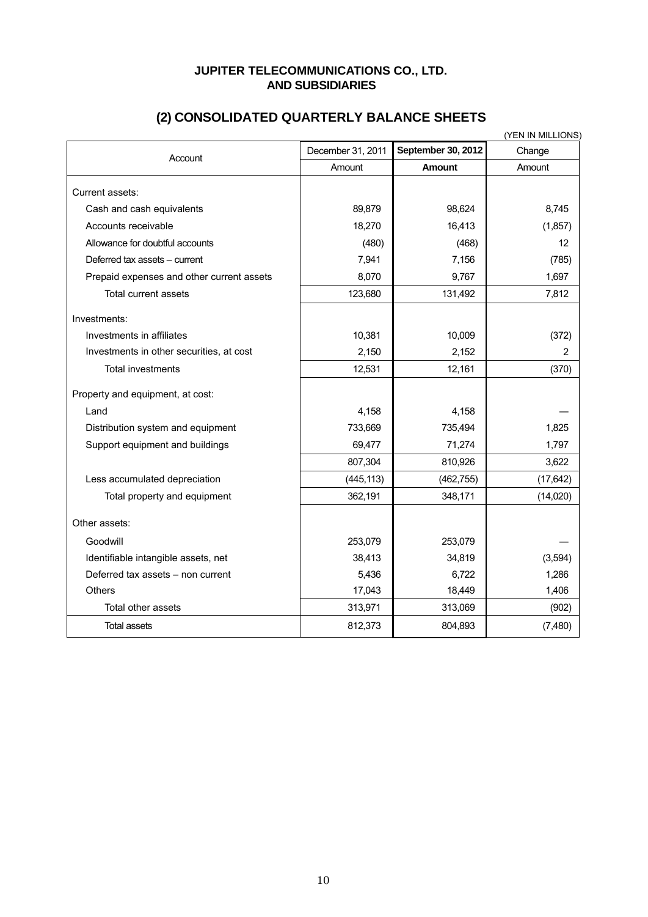**JUPITER TELECOMMUNICATIONS CO., LTD.**
**AND SUBSIDIARIES**

## (2) CONSOLIDATED QUARTERLY BALANCE SHEETS

(YEN IN MILLIONS)

| Account | December 31, 2011 | **September 30, 2012** | Change |
|---|---|---|---|
| | Amount | **Amount** | Amount |
| Current assets: | | | |
| Cash and cash equivalents | 89,879 | 98,624 | 8,745 |
| Accounts receivable | 18,270 | 16,413 | (1,857) |
| Allowance for doubtful accounts | (480) | (468) | 12 |
| Deferred tax assets – current | 7,941 | 7,156 | (785) |
| Prepaid expenses and other current assets | 8,070 | 9,767 | 1,697 |
| Total current assets | 123,680 | 131,492 | 7,812 |
| Investments: | | | |
| Investments in affiliates | 10,381 | 10,009 | (372) |
| Investments in other securities, at cost | 2,150 | 2,152 | 2 |
| Total investments | 12,531 | 12,161 | (370) |
| Property and equipment, at cost: | | | |
| Land | 4,158 | 4,158 | — |
| Distribution system and equipment | 733,669 | 735,494 | 1,825 |
| Support equipment and buildings | 69,477 | 71,274 | 1,797 |
| | 807,304 | 810,926 | 3,622 |
| Less accumulated depreciation | (445,113) | (462,755) | (17,642) |
| Total property and equipment | 362,191 | 348,171 | (14,020) |
| Other assets: | | | |
| Goodwill | 253,079 | 253,079 | — |
| Identifiable intangible assets, net | 38,413 | 34,819 | (3,594) |
| Deferred tax assets – non current | 5,436 | 6,722 | 1,286 |
| Others | 17,043 | 18,449 | 1,406 |
| Total other assets | 313,971 | 313,069 | (902) |
| Total assets | 812,373 | 804,893 | (7,480) |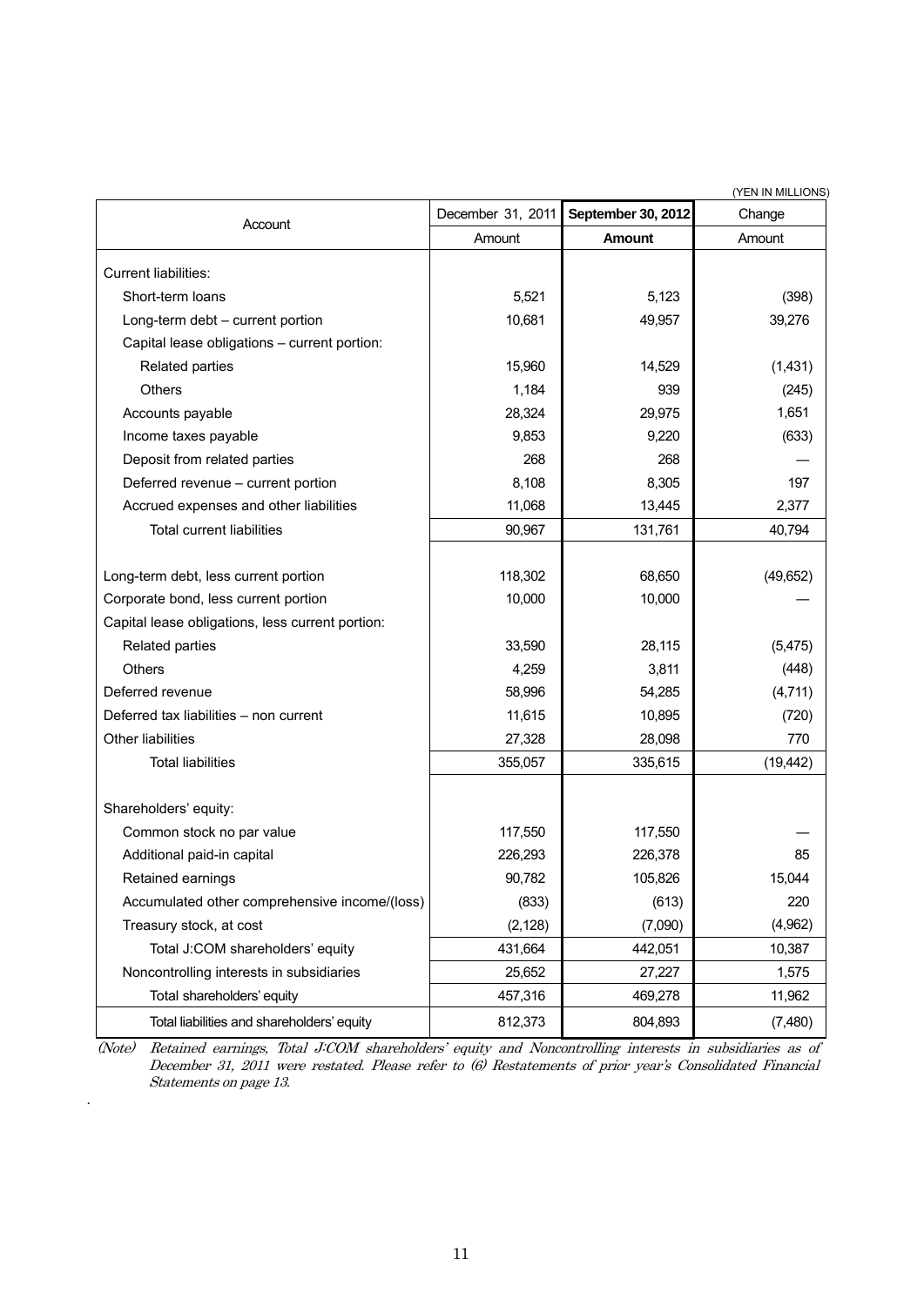(YEN IN MILLIONS)

| Account | December 31, 2011 | **September 30, 2012** | Change |
|---|---|---|---|
| | Amount | **Amount** | Amount |
| Current liabilities: | | | |
| Short-term loans | 5,521 | 5,123 | (398) |
| Long-term debt – current portion | 10,681 | 49,957 | 39,276 |
| Capital lease obligations – current portion: | | | |
| Related parties | 15,960 | 14,529 | (1,431) |
| Others | 1,184 | 939 | (245) |
| Accounts payable | 28,324 | 29,975 | 1,651 |
| Income taxes payable | 9,853 | 9,220 | (633) |
| Deposit from related parties | 268 | 268 | — |
| Deferred revenue – current portion | 8,108 | 8,305 | 197 |
| Accrued expenses and other liabilities | 11,068 | 13,445 | 2,377 |
| Total current liabilities | 90,967 | 131,761 | 40,794 |
| Long-term debt, less current portion | 118,302 | 68,650 | (49,652) |
| Corporate bond, less current portion | 10,000 | 10,000 | — |
| Capital lease obligations, less current portion: | | | |
| Related parties | 33,590 | 28,115 | (5,475) |
| Others | 4,259 | 3,811 | (448) |
| Deferred revenue | 58,996 | 54,285 | (4,711) |
| Deferred tax liabilities – non current | 11,615 | 10,895 | (720) |
| Other liabilities | 27,328 | 28,098 | 770 |
| Total liabilities | 355,057 | 335,615 | (19,442) |
| Shareholders' equity: | | | |
| Common stock no par value | 117,550 | 117,550 | — |
| Additional paid-in capital | 226,293 | 226,378 | 85 |
| Retained earnings | 90,782 | 105,826 | 15,044 |
| Accumulated other comprehensive income/(loss) | (833) | (613) | 220 |
| Treasury stock, at cost | (2,128) | (7,090) | (4,962) |
| Total J:COM shareholders' equity | 431,664 | 442,051 | 10,387 |
| Noncontrolling interests in subsidiaries | 25,652 | 27,227 | 1,575 |
| Total shareholders' equity | 457,316 | 469,278 | 11,962 |
| Total liabilities and shareholders' equity | 812,373 | 804,893 | (7,480) |

*(Note) Retained earnings, Total J:COM shareholders' equity and Noncontrolling interests in subsidiaries as of December 31, 2011 were restated. Please refer to (6) Restatements of prior year's Consolidated Financial Statements on page 13.*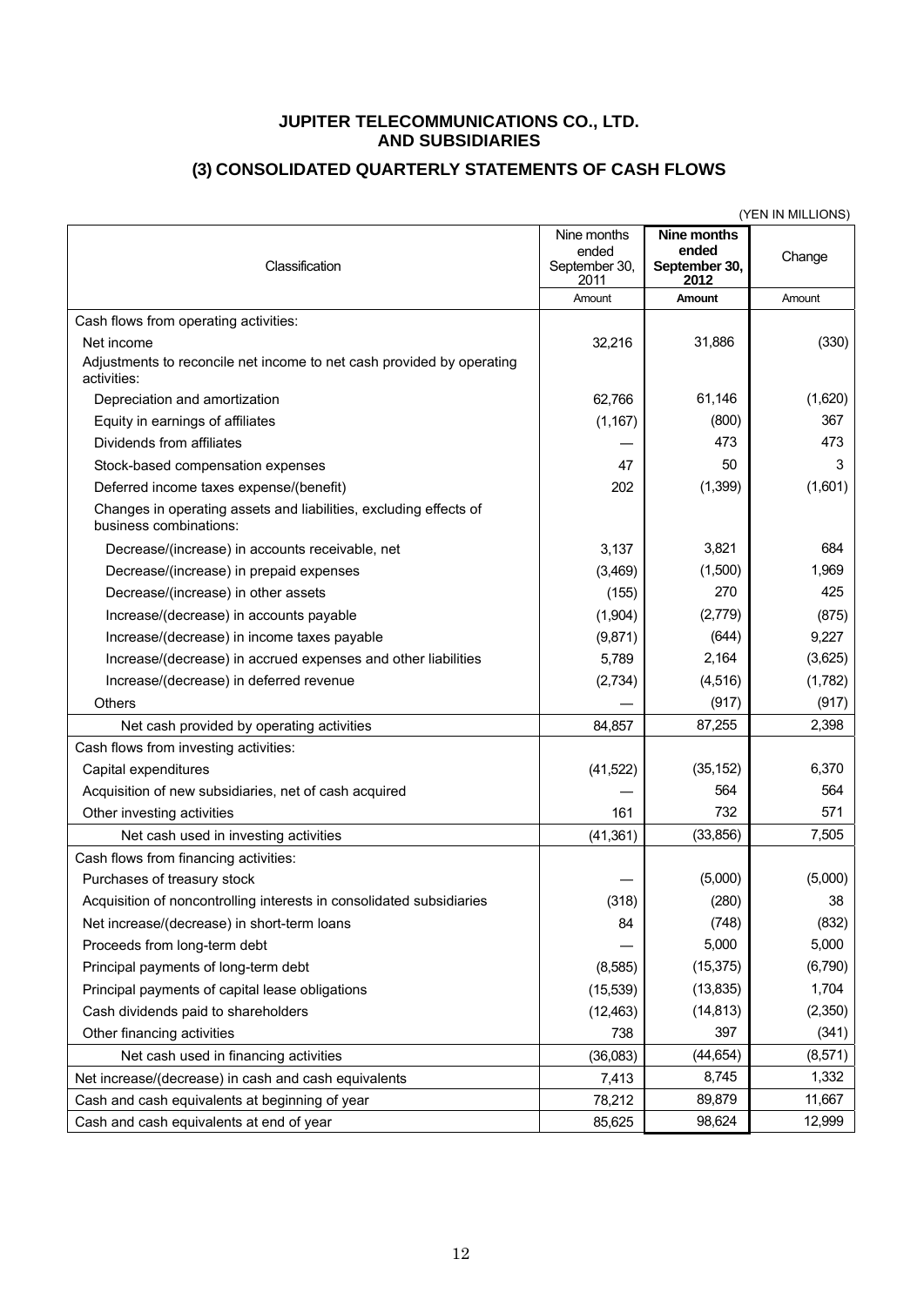# JUPITER TELECOMMUNICATIONS CO., LTD. AND SUBSIDIARIES

## (3) CONSOLIDATED QUARTERLY STATEMENTS OF CASH FLOWS

(YEN IN MILLIONS)

| Classification | Nine months ended September 30, 2011 | **Nine months ended September 30, 2012** | Change |
|---|---|---|---|
| | Amount | **Amount** | Amount |
| Cash flows from operating activities: | | | |
| Net income | 32,216 | 31,886 | (330) |
| Adjustments to reconcile net income to net cash provided by operating activities: | | | |
| Depreciation and amortization | 62,766 | 61,146 | (1,620) |
| Equity in earnings of affiliates | (1,167) | (800) | 367 |
| Dividends from affiliates | — | 473 | 473 |
| Stock-based compensation expenses | 47 | 50 | 3 |
| Deferred income taxes expense/(benefit) | 202 | (1,399) | (1,601) |
| Changes in operating assets and liabilities, excluding effects of business combinations: | | | |
| Decrease/(increase) in accounts receivable, net | 3,137 | 3,821 | 684 |
| Decrease/(increase) in prepaid expenses | (3,469) | (1,500) | 1,969 |
| Decrease/(increase) in other assets | (155) | 270 | 425 |
| Increase/(decrease) in accounts payable | (1,904) | (2,779) | (875) |
| Increase/(decrease) in income taxes payable | (9,871) | (644) | 9,227 |
| Increase/(decrease) in accrued expenses and other liabilities | 5,789 | 2,164 | (3,625) |
| Increase/(decrease) in deferred revenue | (2,734) | (4,516) | (1,782) |
| Others | — | (917) | (917) |
| Net cash provided by operating activities | 84,857 | 87,255 | 2,398 |
| Cash flows from investing activities: | | | |
| Capital expenditures | (41,522) | (35,152) | 6,370 |
| Acquisition of new subsidiaries, net of cash acquired | — | 564 | 564 |
| Other investing activities | 161 | 732 | 571 |
| Net cash used in investing activities | (41,361) | (33,856) | 7,505 |
| Cash flows from financing activities: | | | |
| Purchases of treasury stock | — | (5,000) | (5,000) |
| Acquisition of noncontrolling interests in consolidated subsidiaries | (318) | (280) | 38 |
| Net increase/(decrease) in short-term loans | 84 | (748) | (832) |
| Proceeds from long-term debt | — | 5,000 | 5,000 |
| Principal payments of long-term debt | (8,585) | (15,375) | (6,790) |
| Principal payments of capital lease obligations | (15,539) | (13,835) | 1,704 |
| Cash dividends paid to shareholders | (12,463) | (14,813) | (2,350) |
| Other financing activities | 738 | 397 | (341) |
| Net cash used in financing activities | (36,083) | (44,654) | (8,571) |
| Net increase/(decrease) in cash and cash equivalents | 7,413 | 8,745 | 1,332 |
| Cash and cash equivalents at beginning of year | 78,212 | 89,879 | 11,667 |
| Cash and cash equivalents at end of year | 85,625 | 98,624 | 12,999 |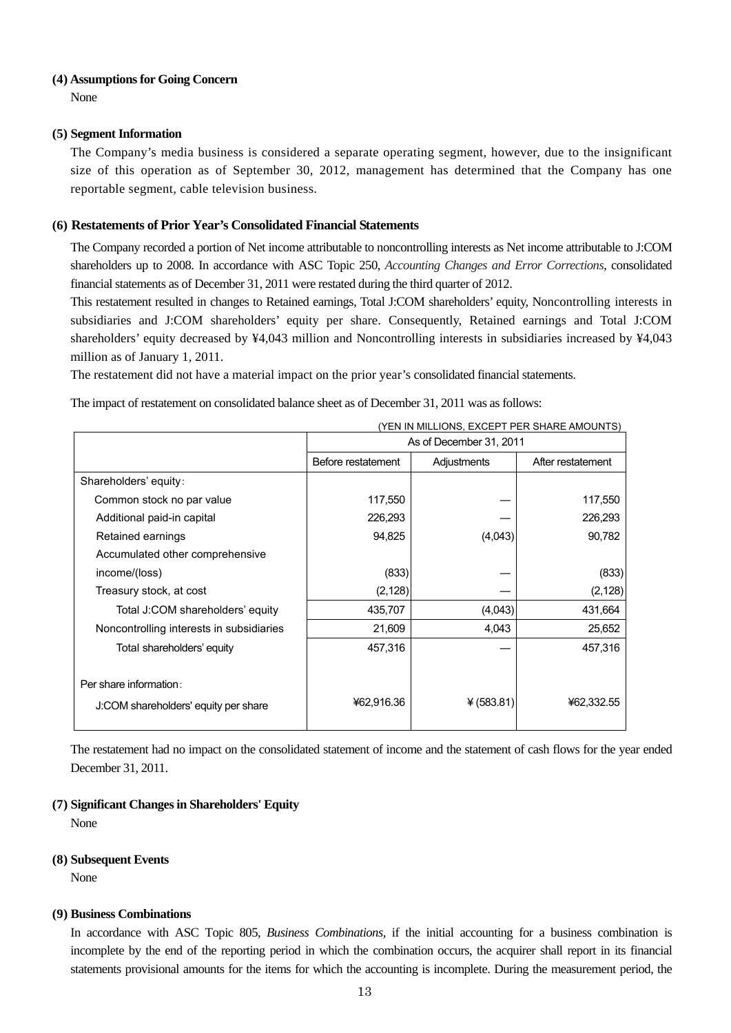**(4) Assumptions for Going Concern**

None

**(5) Segment Information**

The Company's media business is considered a separate operating segment, however, due to the insignificant size of this operation as of September 30, 2012, management has determined that the Company has one reportable segment, cable television business.

**(6) Restatements of Prior Year's Consolidated Financial Statements**

The Company recorded a portion of Net income attributable to noncontrolling interests as Net income attributable to J:COM shareholders up to 2008. In accordance with ASC Topic 250, *Accounting Changes and Error Corrections*, consolidated financial statements as of December 31, 2011 were restated during the third quarter of 2012.

This restatement resulted in changes to Retained earnings, Total J:COM shareholders' equity, Noncontrolling interests in subsidiaries and J:COM shareholders' equity per share. Consequently, Retained earnings and Total J:COM shareholders' equity decreased by ¥4,043 million and Noncontrolling interests in subsidiaries increased by ¥4,043 million as of January 1, 2011.

The restatement did not have a material impact on the prior year's consolidated financial statements.

The impact of restatement on consolidated balance sheet as of December 31, 2011 was as follows:

(YEN IN MILLIONS, EXCEPT PER SHARE AMOUNTS)

| | As of December 31, 2011 | | |
|---|---|---|---|
| | Before restatement | Adjustments | After restatement |
| Shareholders' equity: | | | |
| Common stock no par value | 117,550 | — | 117,550 |
| Additional paid-in capital | 226,293 | — | 226,293 |
| Retained earnings | 94,825 | (4,043) | 90,782 |
| Accumulated other comprehensive income/(loss) | (833) | — | (833) |
| Treasury stock, at cost | (2,128) | — | (2,128) |
| Total J:COM shareholders' equity | 435,707 | (4,043) | 431,664 |
| Noncontrolling interests in subsidiaries | 21,609 | 4,043 | 25,652 |
| Total shareholders' equity | 457,316 | — | 457,316 |
| Per share information: | | | |
| J:COM shareholders' equity per share | ¥62,916.36 | ¥ (583.81) | ¥62,332.55 |

The restatement had no impact on the consolidated statement of income and the statement of cash flows for the year ended December 31, 2011.

**(7) Significant Changes in Shareholders' Equity**

None

**(8) Subsequent Events**

None

**(9) Business Combinations**

In accordance with ASC Topic 805, *Business Combinations*, if the initial accounting for a business combination is incomplete by the end of the reporting period in which the combination occurs, the acquirer shall report in its financial statements provisional amounts for the items for which the accounting is incomplete. During the measurement period, the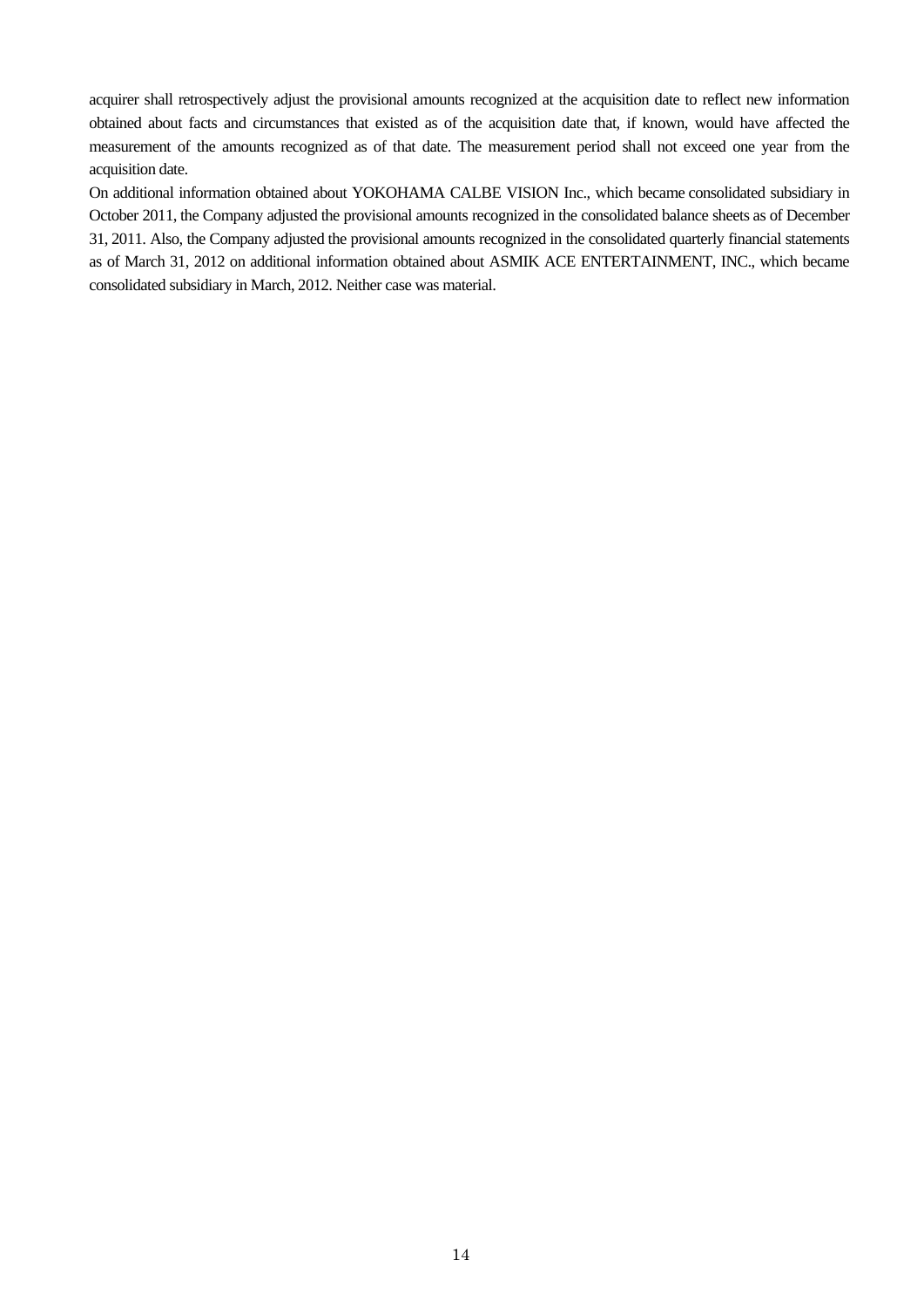acquirer shall retrospectively adjust the provisional amounts recognized at the acquisition date to reflect new information obtained about facts and circumstances that existed as of the acquisition date that, if known, would have affected the measurement of the amounts recognized as of that date. The measurement period shall not exceed one year from the acquisition date.

On additional information obtained about YOKOHAMA CALBE VISION Inc., which became consolidated subsidiary in October 2011, the Company adjusted the provisional amounts recognized in the consolidated balance sheets as of December 31, 2011. Also, the Company adjusted the provisional amounts recognized in the consolidated quarterly financial statements as of March 31, 2012 on additional information obtained about ASMIK ACE ENTERTAINMENT, INC., which became consolidated subsidiary in March, 2012. Neither case was material.